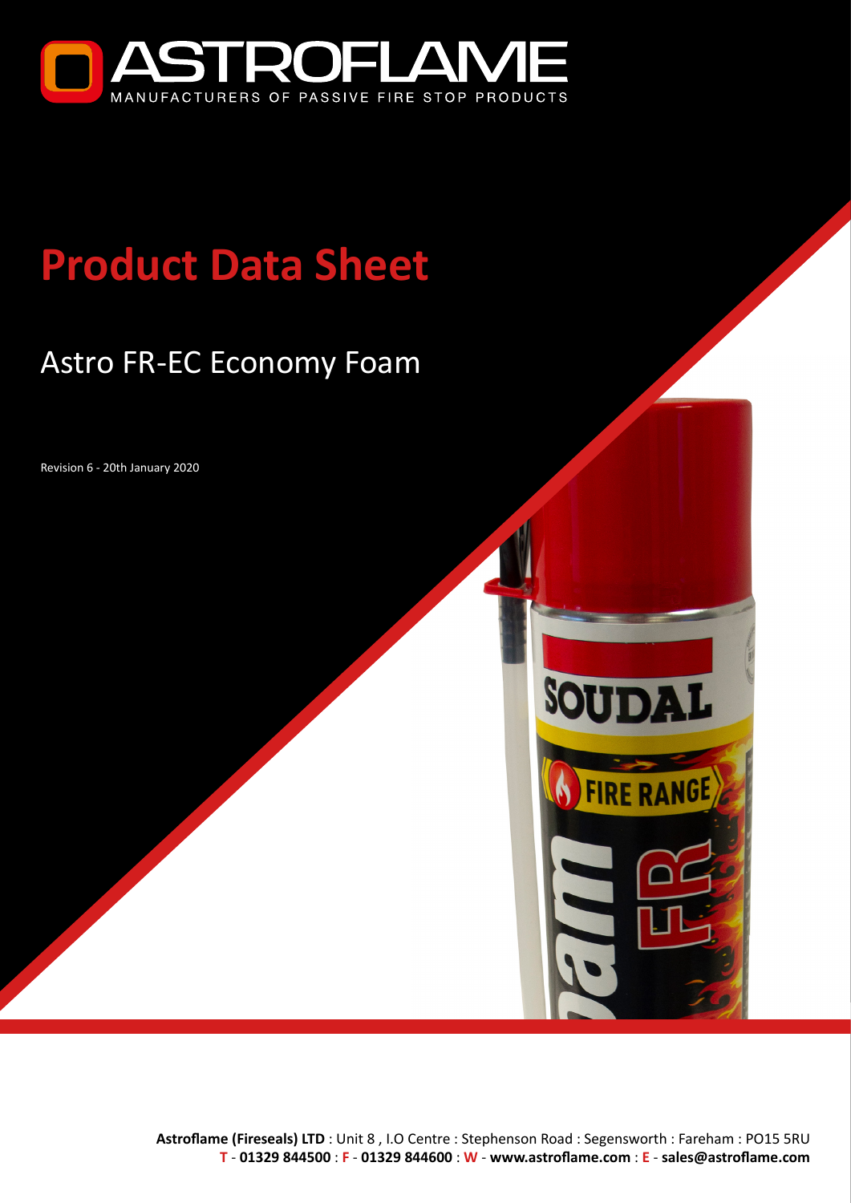ASTROFLAME

MANUFACTURERS OF PASSIVE FIRE STOP PRODUCTS

# Product Data Sheet

## Astro FR-EC Economy Foam

Revision 6 - 20th January 2020

**Astroflame (Fireseals) LTD** : Unit 8 , I.O Centre : Stephenson Road : Segensworth : Fareham : PO15 5RU
**T** - **01329 844500** : **F** - **01329 844600** : **W** - **www.astroflame.com** : **E** - **sales@astroflame.com**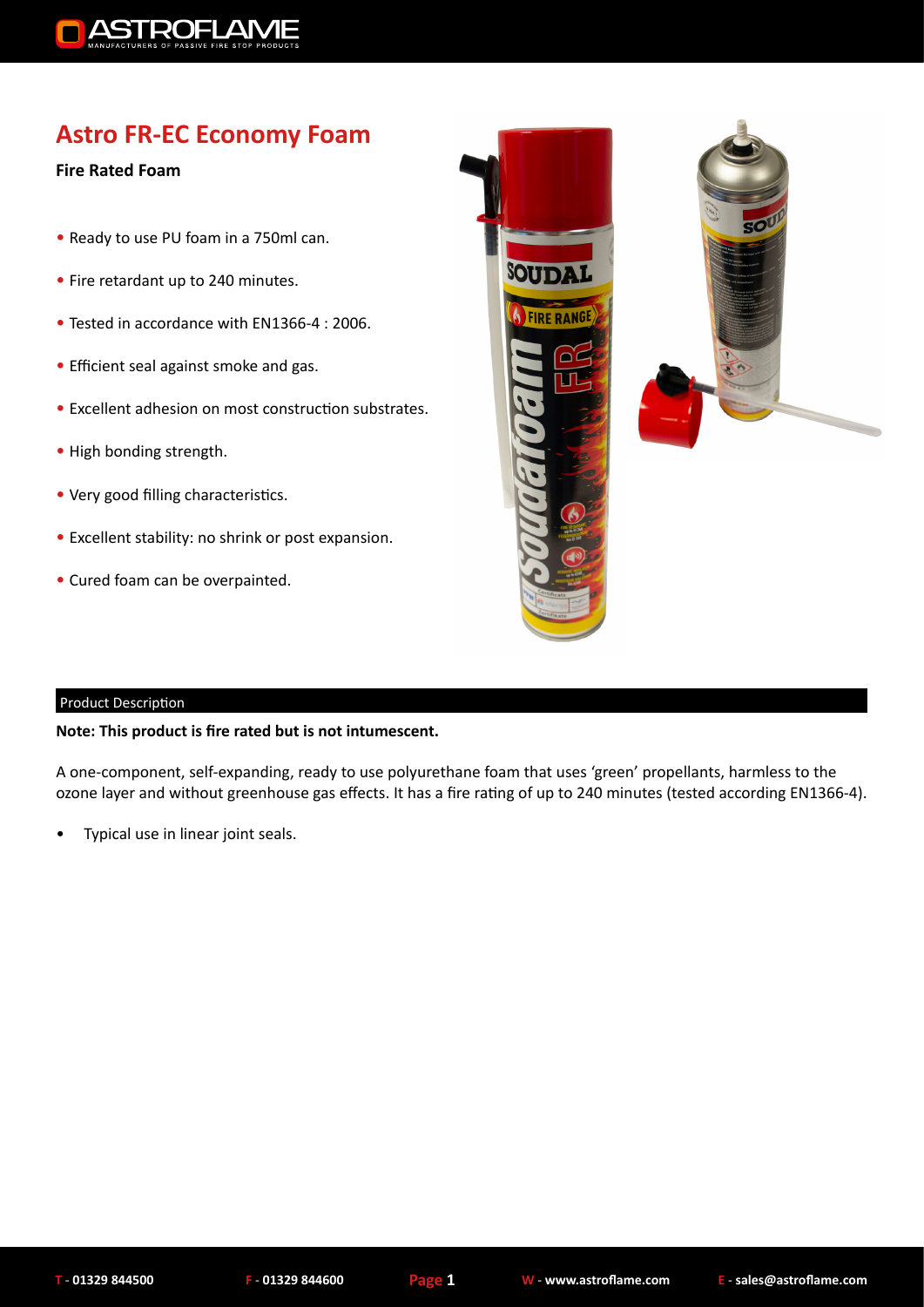# Astro FR-EC Economy Foam

**Fire Rated Foam**

- Ready to use PU foam in a 750ml can.
- Fire retardant up to 240 minutes.
- Tested in accordance with EN1366-4 : 2006.
- Efficient seal against smoke and gas.
- Excellent adhesion on most construction substrates.
- High bonding strength.
- Very good filling characteristics.
- Excellent stability: no shrink or post expansion.
- Cured foam can be overpainted.

## Product Description

**Note: This product is fire rated but is not intumescent.**

A one-component, self-expanding, ready to use polyurethane foam that uses 'green' propellants, harmless to the ozone layer and without greenhouse gas effects. It has a fire rating of up to 240 minutes (tested according EN1366-4).

- Typical use in linear joint seals.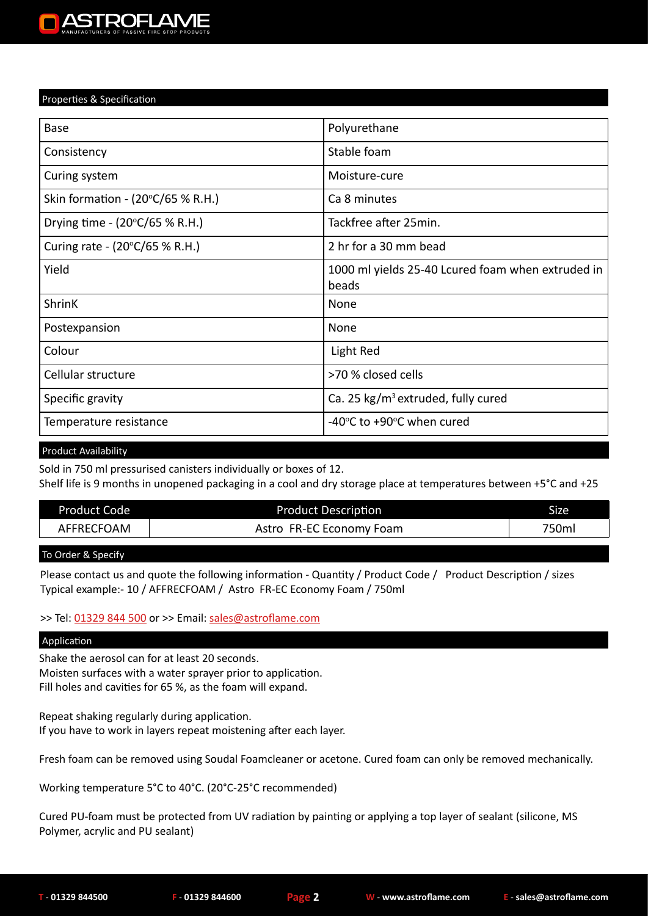## Properties & Specification

| Base | Polyurethane |
|---|---|
| Consistency | Stable foam |
| Curing system | Moisture-cure |
| Skin formation - (20°C/65 % R.H.) | Ca 8 minutes |
| Drying time - (20°C/65 % R.H.) | Tackfree after 25min. |
| Curing rate - (20°C/65 % R.H.) | 2 hr for a 30 mm bead |
| Yield | 1000 ml yields 25-40 Lcured foam when extruded in beads |
| ShrinK | None |
| Postexpansion | None |
| Colour | Light Red |
| Cellular structure | >70 % closed cells |
| Specific gravity | Ca. 25 kg/m$^3$ extruded, fully cured |
| Temperature resistance | -40°C to +90°C when cured |

## Product Availability

Sold in 750 ml pressurised canisters individually or boxes of 12.
Shelf life is 9 months in unopened packaging in a cool and dry storage place at temperatures between +5°C and +25

| Product Code | Product Description | Size |
|---|---|---|
| AFFRECFOAM | Astro FR-EC Economy Foam | 750ml |

## To Order & Specify

Please contact us and quote the following information - Quantity / Product Code / Product Description / sizes
Typical example:- 10 / AFFRECFOAM / Astro FR-EC Economy Foam / 750ml

>> Tel: 01329 844 500 or >> Email: sales@astroflame.com

## Application

Shake the aerosol can for at least 20 seconds.
Moisten surfaces with a water sprayer prior to application.
Fill holes and cavities for 65 %, as the foam will expand.

Repeat shaking regularly during application.
If you have to work in layers repeat moistening after each layer.

Fresh foam can be removed using Soudal Foamcleaner or acetone. Cured foam can only be removed mechanically.

Working temperature 5°C to 40°C. (20°C-25°C recommended)

Cured PU-foam must be protected from UV radiation by painting or applying a top layer of sealant (silicone, MS Polymer, acrylic and PU sealant)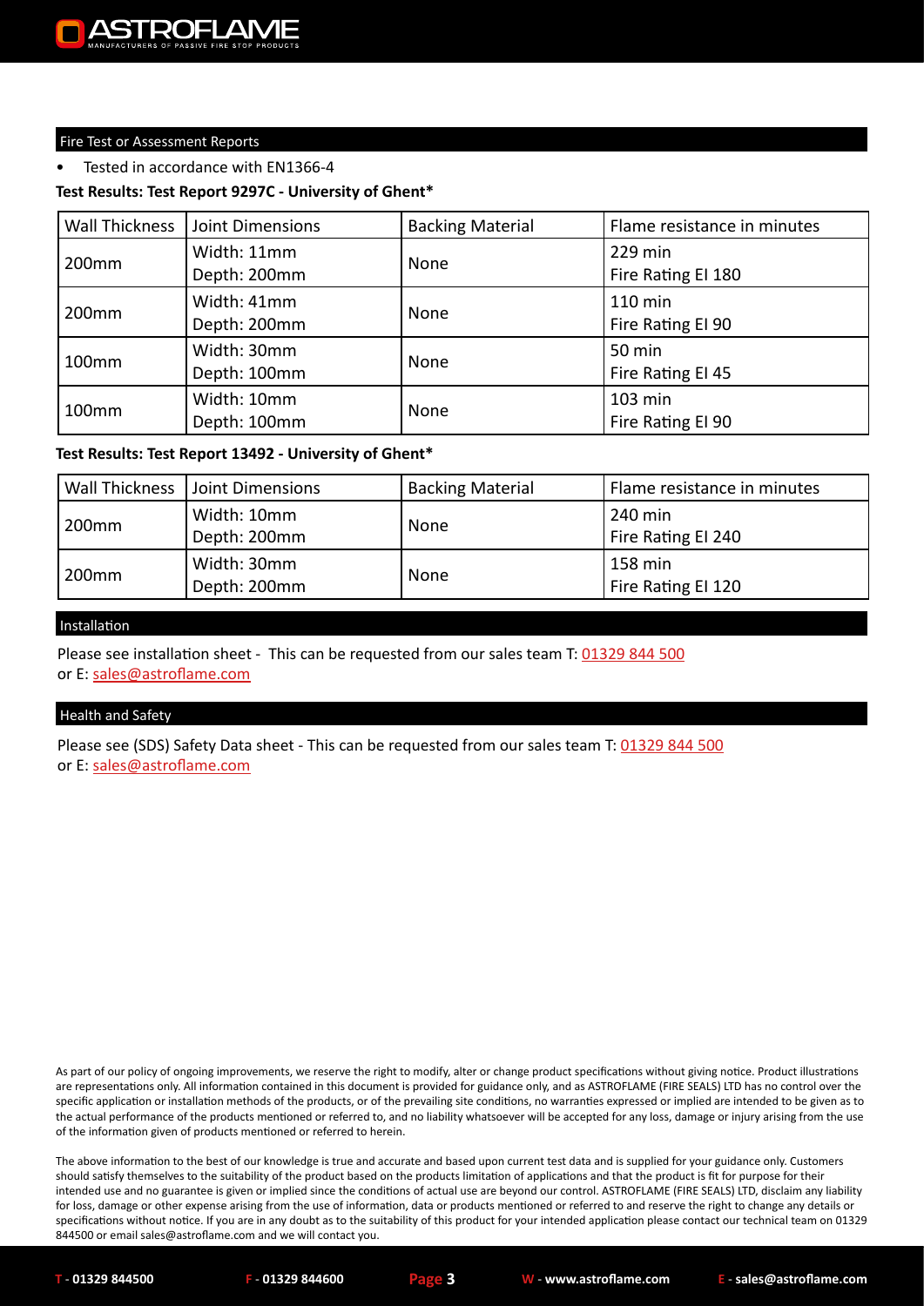## Fire Test or Assessment Reports

- Tested in accordance with EN1366-4

**Test Results: Test Report 9297C - University of Ghent***

| Wall Thickness | Joint Dimensions | Backing Material | Flame resistance in minutes |
| --- | --- | --- | --- |
| 200mm | Width: 11mm<br>Depth: 200mm | None | 229 min<br>Fire Rating EI 180 |
| 200mm | Width: 41mm<br>Depth: 200mm | None | 110 min<br>Fire Rating EI 90 |
| 100mm | Width: 30mm<br>Depth: 100mm | None | 50 min<br>Fire Rating EI 45 |
| 100mm | Width: 10mm<br>Depth: 100mm | None | 103 min<br>Fire Rating EI 90 |

**Test Results: Test Report 13492 - University of Ghent***

| Wall Thickness | Joint Dimensions | Backing Material | Flame resistance in minutes |
| --- | --- | --- | --- |
| 200mm | Width: 10mm<br>Depth: 200mm | None | 240 min<br>Fire Rating EI 240 |
| 200mm | Width: 30mm<br>Depth: 200mm | None | 158 min<br>Fire Rating EI 120 |

## Installation

Please see installation sheet - This can be requested from our sales team T: 01329 844 500 or E: sales@astroflame.com

## Health and Safety

Please see (SDS) Safety Data sheet - This can be requested from our sales team T: 01329 844 500 or E: sales@astroflame.com

As part of our policy of ongoing improvements, we reserve the right to modify, alter or change product specifications without giving notice. Product illustrations are representations only. All information contained in this document is provided for guidance only, and as ASTROFLAME (FIRE SEALS) LTD has no control over the specific application or installation methods of the products, or of the prevailing site conditions, no warranties expressed or implied are intended to be given as to the actual performance of the products mentioned or referred to, and no liability whatsoever will be accepted for any loss, damage or injury arising from the use of the information given of products mentioned or referred to herein.

The above information to the best of our knowledge is true and accurate and based upon current test data and is supplied for your guidance only. Customers should satisfy themselves to the suitability of the product based on the products limitation of applications and that the product is fit for purpose for their intended use and no guarantee is given or implied since the conditions of actual use are beyond our control. ASTROFLAME (FIRE SEALS) LTD, disclaim any liability for loss, damage or other expense arising from the use of information, data or products mentioned or referred to and reserve the right to change any details or specifications without notice. If you are in any doubt as to the suitability of this product for your intended application please contact our technical team on 01329 844500 or email sales@astroflame.com and we will contact you.